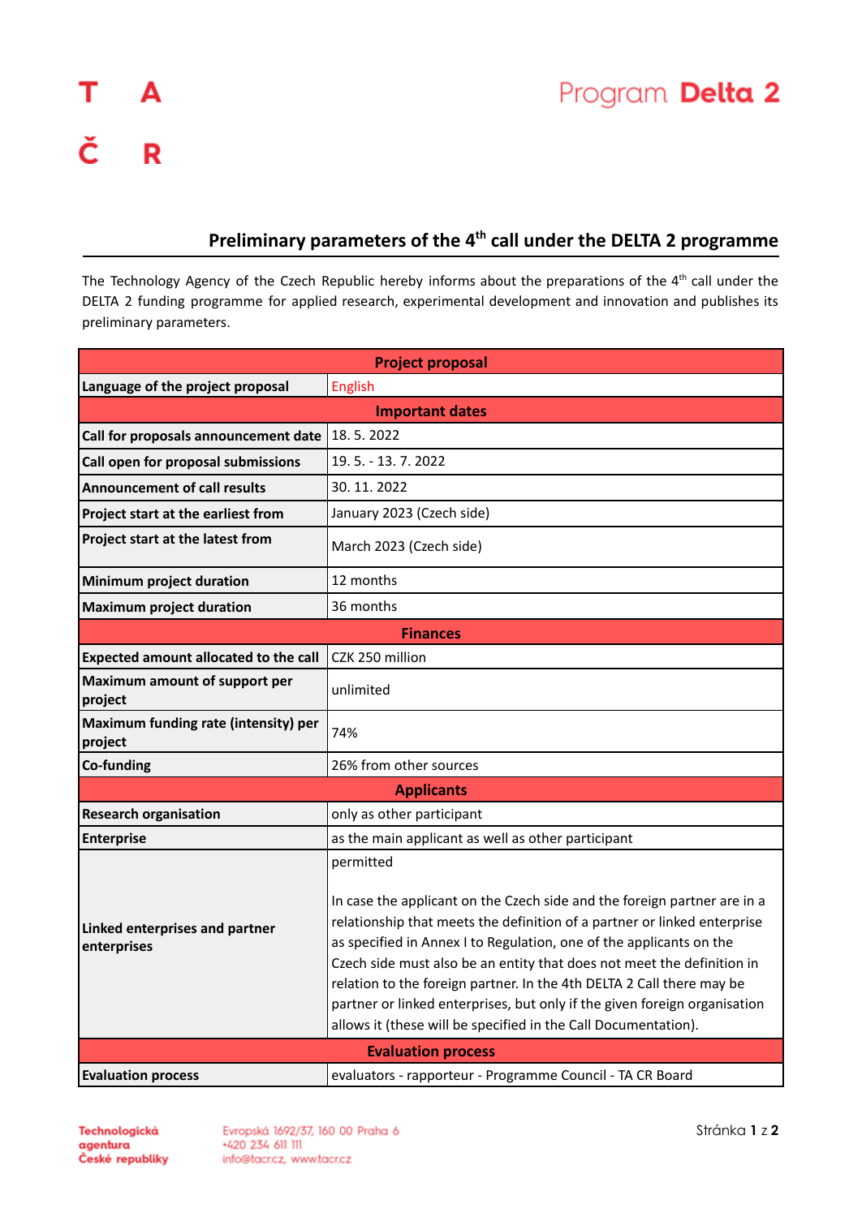T A
Č R

Program **Delta 2**

## Preliminary parameters of the 4th call under the DELTA 2 programme

The Technology Agency of the Czech Republic hereby informs about the preparations of the 4th call under the DELTA 2 funding programme for applied research, experimental development and innovation and publishes its preliminary parameters.

| **Project proposal** | |
|---|---|
| **Language of the project proposal** | English |
| **Important dates** | |
| **Call for proposals announcement date** | 18. 5. 2022 |
| **Call open for proposal submissions** | 19. 5. - 13. 7. 2022 |
| **Announcement of call results** | 30. 11. 2022 |
| **Project start at the earliest from** | January 2023 (Czech side) |
| **Project start at the latest from** | March 2023 (Czech side) |
| **Minimum project duration** | 12 months |
| **Maximum project duration** | 36 months |
| **Finances** | |
| **Expected amount allocated to the call** | CZK 250 million |
| **Maximum amount of support per project** | unlimited |
| **Maximum funding rate (intensity) per project** | 74% |
| **Co-funding** | 26% from other sources |
| **Applicants** | |
| **Research organisation** | only as other participant |
| **Enterprise** | as the main applicant as well as other participant |
| **Linked enterprises and partner enterprises** | permitted<br><br>In case the applicant on the Czech side and the foreign partner are in a relationship that meets the definition of a partner or linked enterprise as specified in Annex I to Regulation, one of the applicants on the Czech side must also be an entity that does not meet the definition in relation to the foreign partner. In the 4th DELTA 2 Call there may be partner or linked enterprises, but only if the given foreign organisation allows it (these will be specified in the Call Documentation). |
| **Evaluation process** | |
| **Evaluation process** | evaluators - rapporteur - Programme Council - TA CR Board |

Technologická agentura České republiky

Evropská 1692/37, 160 00 Praha 6
+420 234 611 111
info@tacr.cz, www.tacr.cz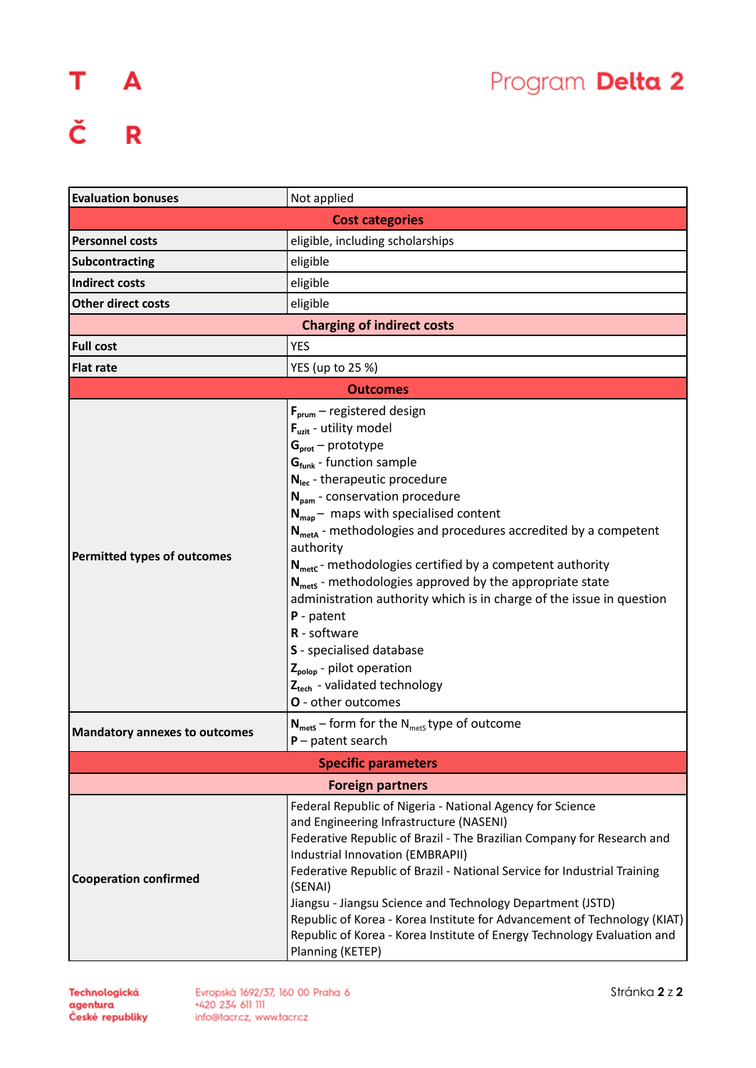| Evaluation bonuses | Not applied |
|---|---|
| **Cost categories** | |
| **Personnel costs** | eligible, including scholarships |
| **Subcontracting** | eligible |
| **Indirect costs** | eligible |
| **Other direct costs** | eligible |
| **Charging of indirect costs** | |
| **Full cost** | YES |
| **Flat rate** | YES (up to 25 %) |
| **Outcomes** | |
| **Permitted types of outcomes** | $F_{prum}$ – registered design<br>$F_{uzit}$ - utility model<br>$G_{prot}$ – prototype<br>$G_{funk}$ - function sample<br>$N_{lec}$ - therapeutic procedure<br>$N_{pam}$ - conservation procedure<br>$N_{map}$ – maps with specialised content<br>$N_{metA}$ - methodologies and procedures accredited by a competent authority<br>$N_{metC}$ - methodologies certified by a competent authority<br>$N_{metS}$ - methodologies approved by the appropriate state administration authority which is in charge of the issue in question<br>**P** - patent<br>**R** - software<br>**S** - specialised database<br>$Z_{polop}$ - pilot operation<br>$Z_{tech}$ - validated technology<br>**O** - other outcomes |
| **Mandatory annexes to outcomes** | $N_{metS}$ – form for the $N_{metS}$ type of outcome<br>**P** – patent search |
| **Specific parameters** | |
| **Foreign partners** | |
| **Cooperation confirmed** | Federal Republic of Nigeria - National Agency for Science and Engineering Infrastructure (NASENI)<br>Federative Republic of Brazil - The Brazilian Company for Research and Industrial Innovation (EMBRAPII)<br>Federative Republic of Brazil - National Service for Industrial Training (SENAI)<br>Jiangsu - Jiangsu Science and Technology Department (JSTD)<br>Republic of Korea - Korea Institute for Advancement of Technology (KIAT)<br>Republic of Korea - Korea Institute of Energy Technology Evaluation and Planning (KETEP) |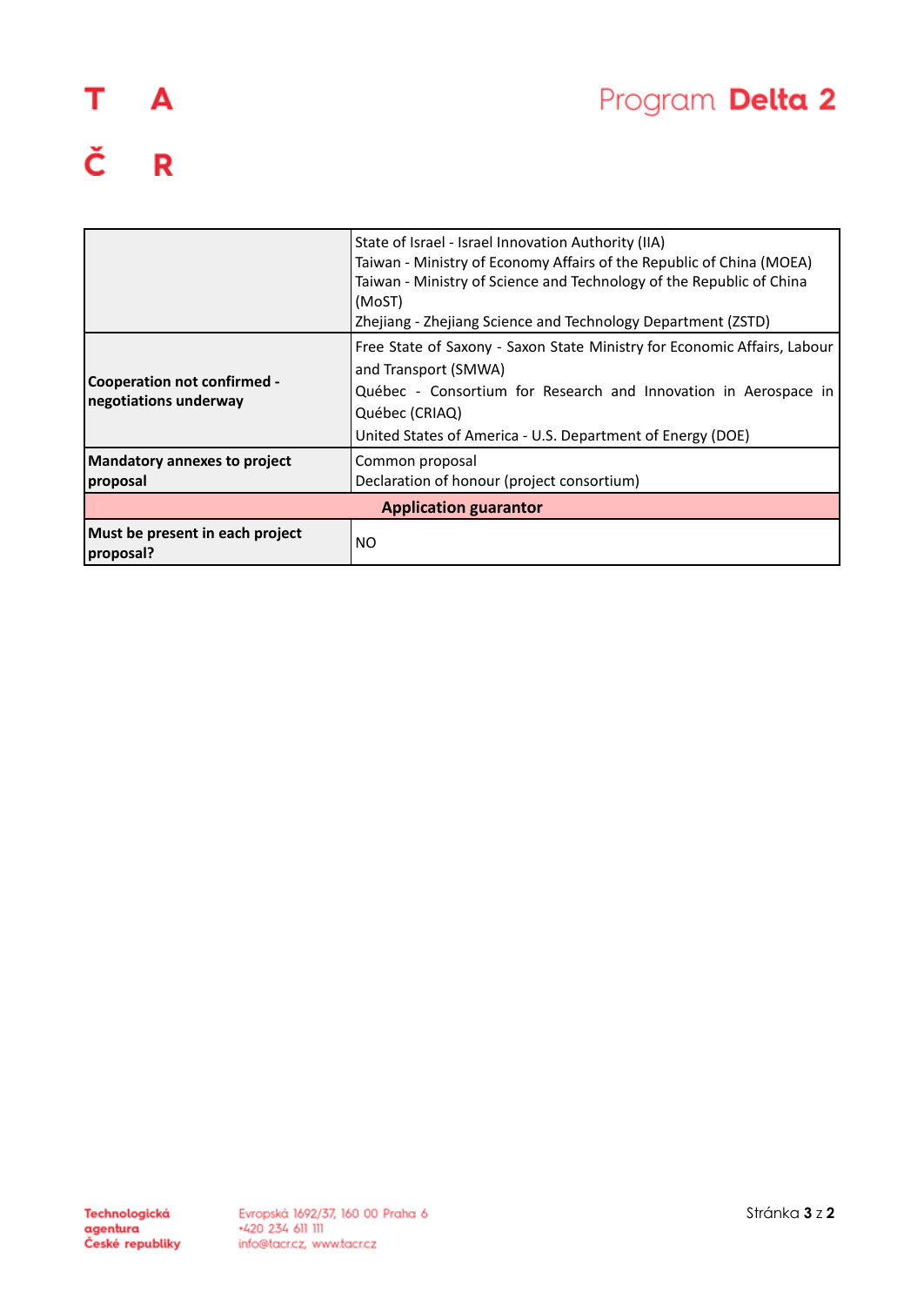| | |
|---|---|
| | State of Israel - Israel Innovation Authority (IIA)<br>Taiwan - Ministry of Economy Affairs of the Republic of China (MOEA)<br>Taiwan - Ministry of Science and Technology of the Republic of China (MoST)<br>Zhejiang - Zhejiang Science and Technology Department (ZSTD) |
| **Cooperation not confirmed - negotiations underway** | Free State of Saxony - Saxon State Ministry for Economic Affairs, Labour and Transport (SMWA)<br>Québec - Consortium for Research and Innovation in Aerospace in Québec (CRIAQ)<br>United States of America - U.S. Department of Energy (DOE) |
| **Mandatory annexes to project proposal** | Common proposal<br>Declaration of honour (project consortium) |
| **Application guarantor** | |
| **Must be present in each project proposal?** | NO |